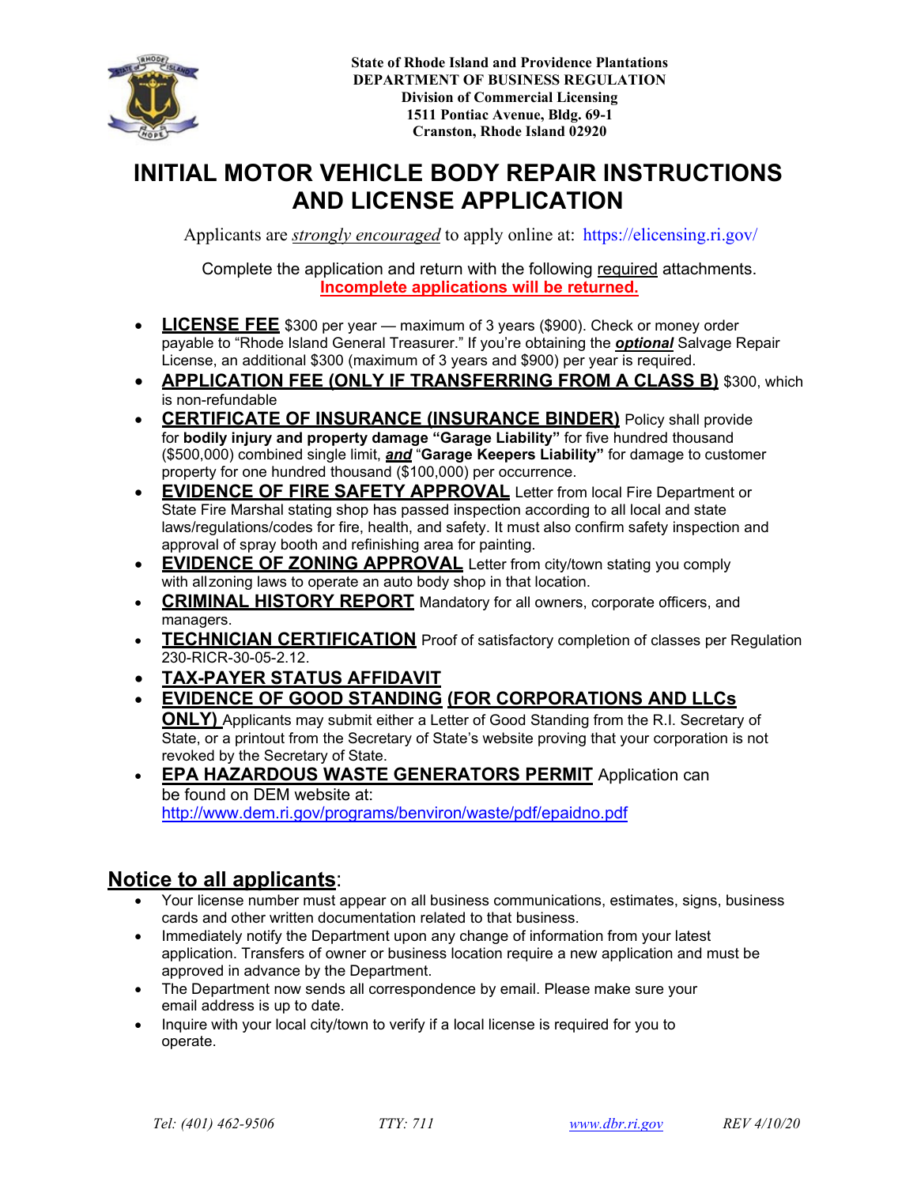State of Rhode Island and Providence Plantations
DEPARTMENT OF BUSINESS REGULATION
Division of Commercial Licensing
1511 Pontiac Avenue, Bldg. 69-1
Cranston, Rhode Island 02920

# INITIAL MOTOR VEHICLE BODY REPAIR INSTRUCTIONS AND LICENSE APPLICATION

Applicants are *strongly encouraged* to apply online at: https://elicensing.ri.gov/

Complete the application and return with the following required attachments.
**Incomplete applications will be returned.**

- **LICENSE FEE** $300 per year — maximum of 3 years ($900). Check or money order payable to "Rhode Island General Treasurer." If you're obtaining the ***optional*** Salvage Repair License, an additional $300 (maximum of 3 years and $900) per year is required.
- **APPLICATION FEE (ONLY IF TRANSFERRING FROM A CLASS B)** $300, which is non-refundable
- **CERTIFICATE OF INSURANCE (INSURANCE BINDER)** Policy shall provide for **bodily injury and property damage "Garage Liability"** for five hundred thousand ($500,000) combined single limit, ***and*** "**Garage Keepers Liability"** for damage to customer property for one hundred thousand ($100,000) per occurrence.
- **EVIDENCE OF FIRE SAFETY APPROVAL** Letter from local Fire Department or State Fire Marshal stating shop has passed inspection according to all local and state laws/regulations/codes for fire, health, and safety. It must also confirm safety inspection and approval of spray booth and refinishing area for painting.
- **EVIDENCE OF ZONING APPROVAL** Letter from city/town stating you comply with allzoning laws to operate an auto body shop in that location.
- **CRIMINAL HISTORY REPORT** Mandatory for all owners, corporate officers, and managers.
- **TECHNICIAN CERTIFICATION** Proof of satisfactory completion of classes per Regulation 230-RICR-30-05-2.12.
- **TAX-PAYER STATUS AFFIDAVIT**
- **EVIDENCE OF GOOD STANDING (FOR CORPORATIONS AND LLCs ONLY)** Applicants may submit either a Letter of Good Standing from the R.I. Secretary of State, or a printout from the Secretary of State's website proving that your corporation is not revoked by the Secretary of State.
- **EPA HAZARDOUS WASTE GENERATORS PERMIT** Application can be found on DEM website at: http://www.dem.ri.gov/programs/benviron/waste/pdf/epaidno.pdf

## Notice to all applicants:

- Your license number must appear on all business communications, estimates, signs, business cards and other written documentation related to that business.
- Immediately notify the Department upon any change of information from your latest application. Transfers of owner or business location require a new application and must be approved in advance by the Department.
- The Department now sends all correspondence by email. Please make sure your email address is up to date.
- Inquire with your local city/town to verify if a local license is required for you to operate.

*Tel: (401) 462-9506* *TTY: 711* *www.dbr.ri.gov* *REV 4/10/20*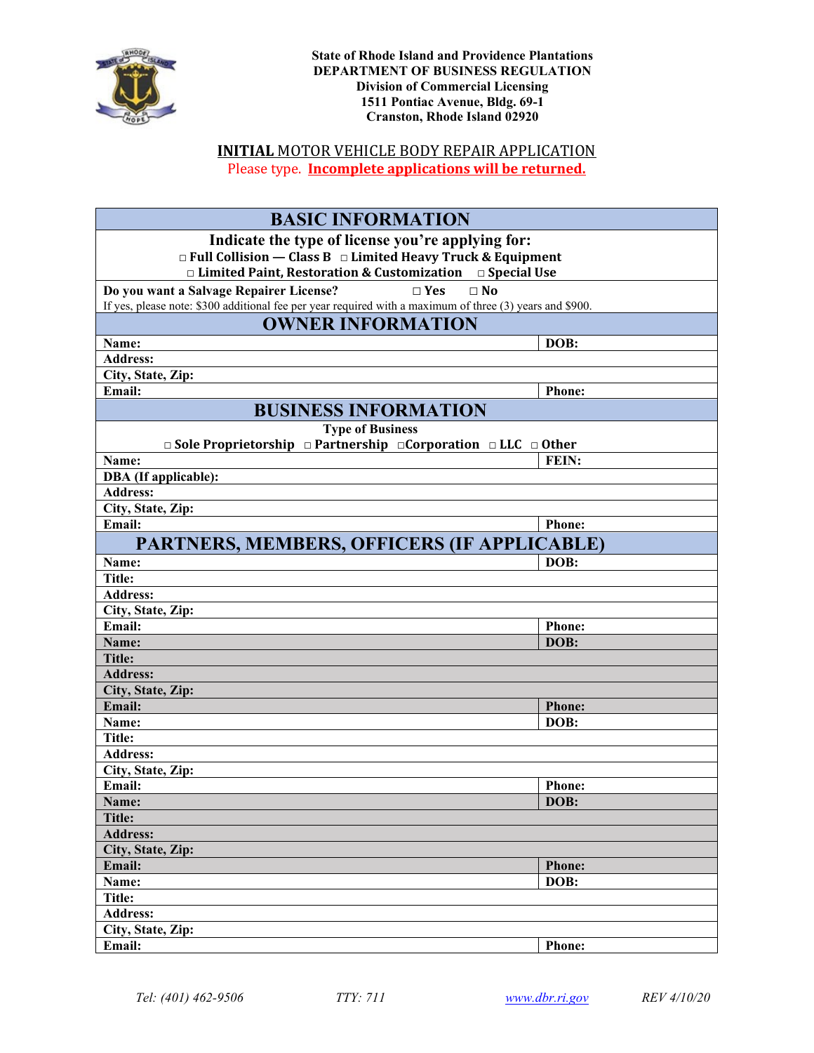State of Rhode Island and Providence Plantations
**DEPARTMENT OF BUSINESS REGULATION**
Division of Commercial Licensing
1511 Pontiac Avenue, Bldg. 69-1
Cranston, Rhode Island 02920

# INITIAL MOTOR VEHICLE BODY REPAIR APPLICATION

Please type. **Incomplete applications will be returned.**

## BASIC INFORMATION

**Indicate the type of license you're applying for:**

□ Full Collision — Class B □ Limited Heavy Truck & Equipment
□ Limited Paint, Restoration & Customization □ Special Use

**Do you want a Salvage Repairer License?** □ Yes □ No

If yes, please note: $300 additional fee per year required with a maximum of three (3) years and $900.

## OWNER INFORMATION

| | |
|---|---|
| **Name:** | **DOB:** |
| **Address:** | |
| **City, State, Zip:** | |
| **Email:** | **Phone:** |

## BUSINESS INFORMATION

**Type of Business**

□ Sole Proprietorship □ Partnership □Corporation □ LLC □ Other

| | |
|---|---|
| **Name:** | **FEIN:** |
| **DBA (If applicable):** | |
| **Address:** | |
| **City, State, Zip:** | |
| **Email:** | **Phone:** |

## PARTNERS, MEMBERS, OFFICERS (IF APPLICABLE)

| | |
|---|---|
| **Name:** | **DOB:** |
| **Title:** | |
| **Address:** | |
| **City, State, Zip:** | |
| **Email:** | **Phone:** |
| **Name:** | **DOB:** |
| **Title:** | |
| **Address:** | |
| **City, State, Zip:** | |
| **Email:** | **Phone:** |
| **Name:** | **DOB:** |
| **Title:** | |
| **Address:** | |
| **City, State, Zip:** | |
| **Email:** | **Phone:** |
| **Name:** | **DOB:** |
| **Title:** | |
| **Address:** | |
| **City, State, Zip:** | |
| **Email:** | **Phone:** |
| **Name:** | **DOB:** |
| **Title:** | |
| **Address:** | |
| **City, State, Zip:** | |
| **Email:** | **Phone:** |

*Tel: (401) 462-9506* *TTY: 711* *www.dbr.ri.gov* *REV 4/10/20*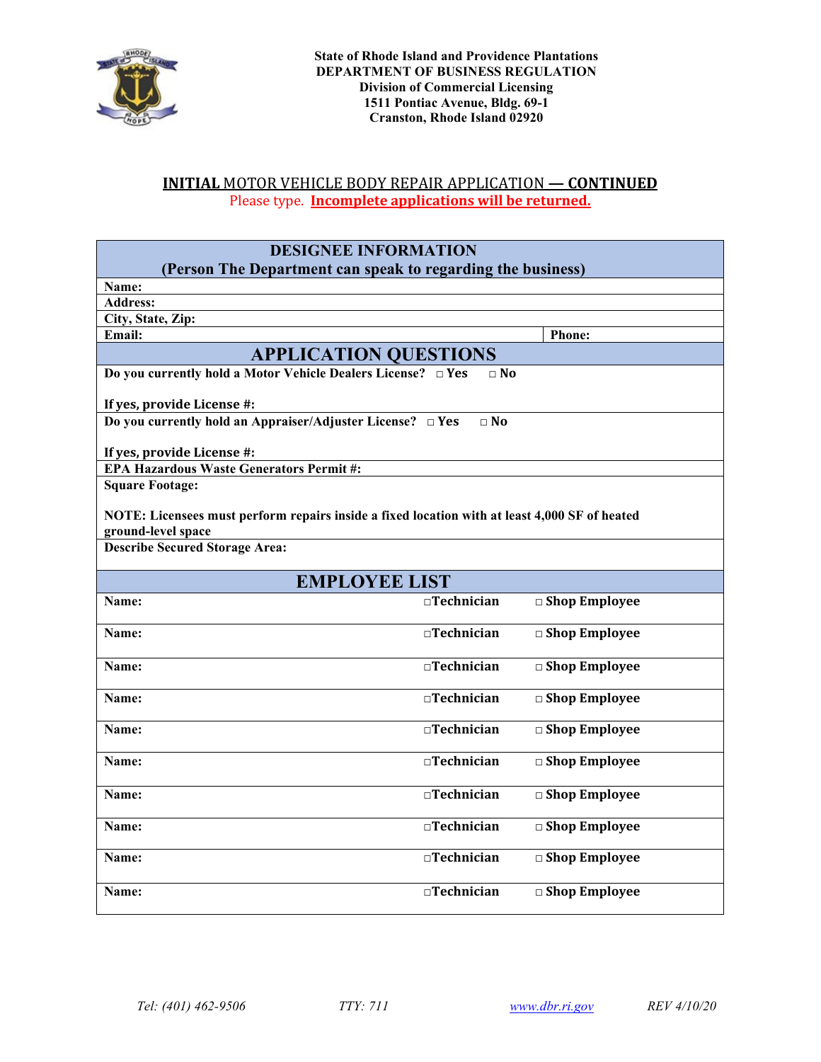State of Rhode Island and Providence Plantations
**DEPARTMENT OF BUSINESS REGULATION**
**Division of Commercial Licensing**
**1511 Pontiac Avenue, Bldg. 69-1**
**Cranston, Rhode Island 02920**

## INITIAL MOTOR VEHICLE BODY REPAIR APPLICATION — CONTINUED

Please type. **Incomplete applications will be returned.**

| DESIGNEE INFORMATION (Person The Department can speak to regarding the business) | |
|---|---|
| **Name:** | |
| **Address:** | |
| **City, State, Zip:** | |
| **Email:** | **Phone:** |

| APPLICATION QUESTIONS |
|---|
| **Do you currently hold a Motor Vehicle Dealers License?** □ Yes □ No <br><br> **If yes, provide License #:** |
| **Do you currently hold an Appraiser/Adjuster License?** □ Yes □ No <br><br> **If yes, provide License #:** |
| **EPA Hazardous Waste Generators Permit #:** |
| **Square Footage:** <br><br> **NOTE: Licensees must perform repairs inside a fixed location with at least 4,000 SF of heated ground-level space** |
| **Describe Secured Storage Area:** |

| EMPLOYEE LIST | | |
|---|---|---|
| **Name:** | □Technician | □ Shop Employee |
| **Name:** | □Technician | □ Shop Employee |
| **Name:** | □Technician | □ Shop Employee |
| **Name:** | □Technician | □ Shop Employee |
| **Name:** | □Technician | □ Shop Employee |
| **Name:** | □Technician | □ Shop Employee |
| **Name:** | □Technician | □ Shop Employee |
| **Name:** | □Technician | □ Shop Employee |
| **Name:** | □Technician | □ Shop Employee |
| **Name:** | □Technician | □ Shop Employee |

*Tel: (401) 462-9506* *TTY: 711* *www.dbr.ri.gov* *REV 4/10/20*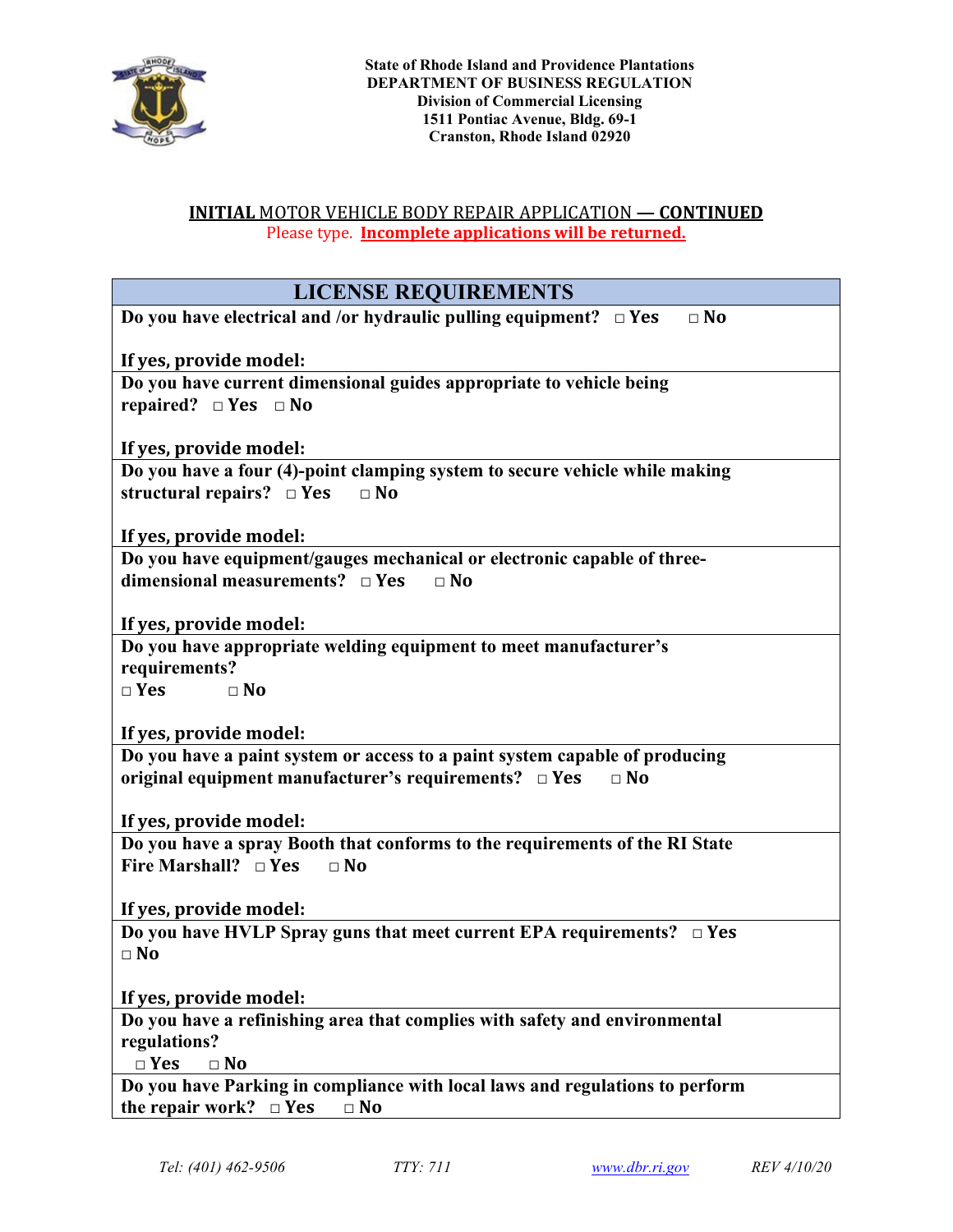State of Rhode Island and Providence Plantations
**DEPARTMENT OF BUSINESS REGULATION**
Division of Commercial Licensing
1511 Pontiac Avenue, Bldg. 69-1
Cranston, Rhode Island 02920

## **INITIAL** MOTOR VEHICLE BODY REPAIR APPLICATION — **CONTINUED**

Please type. **Incomplete applications will be returned.**

| LICENSE REQUIREMENTS |
|---|
| **Do you have electrical and /or hydraulic pulling equipment?** □ **Yes** □ **No**<br><br>**If yes, provide model:** |
| **Do you have current dimensional guides appropriate to vehicle being repaired?** □ **Yes** □ **No**<br><br>**If yes, provide model:** |
| **Do you have a four (4)-point clamping system to secure vehicle while making structural repairs?** □ **Yes** □ **No**<br><br>**If yes, provide model:** |
| **Do you have equipment/gauges mechanical or electronic capable of three-dimensional measurements?** □ **Yes** □ **No**<br><br>**If yes, provide model:** |
| **Do you have appropriate welding equipment to meet manufacturer's requirements?**<br>□ **Yes** □ **No**<br><br>**If yes, provide model:** |
| **Do you have a paint system or access to a paint system capable of producing original equipment manufacturer's requirements?** □ **Yes** □ **No**<br><br>**If yes, provide model:** |
| **Do you have a spray Booth that conforms to the requirements of the RI State Fire Marshall?** □ **Yes** □ **No**<br><br>**If yes, provide model:** |
| **Do you have HVLP Spray guns that meet current EPA requirements?** □ **Yes** □ **No**<br><br>**If yes, provide model:** |
| **Do you have a refinishing area that complies with safety and environmental regulations?**<br>□ **Yes** □ **No** |
| **Do you have Parking in compliance with local laws and regulations to perform the repair work?** □ **Yes** □ **No** |

*Tel: (401) 462-9506* *TTY: 711* *www.dbr.ri.gov* *REV 4/10/20*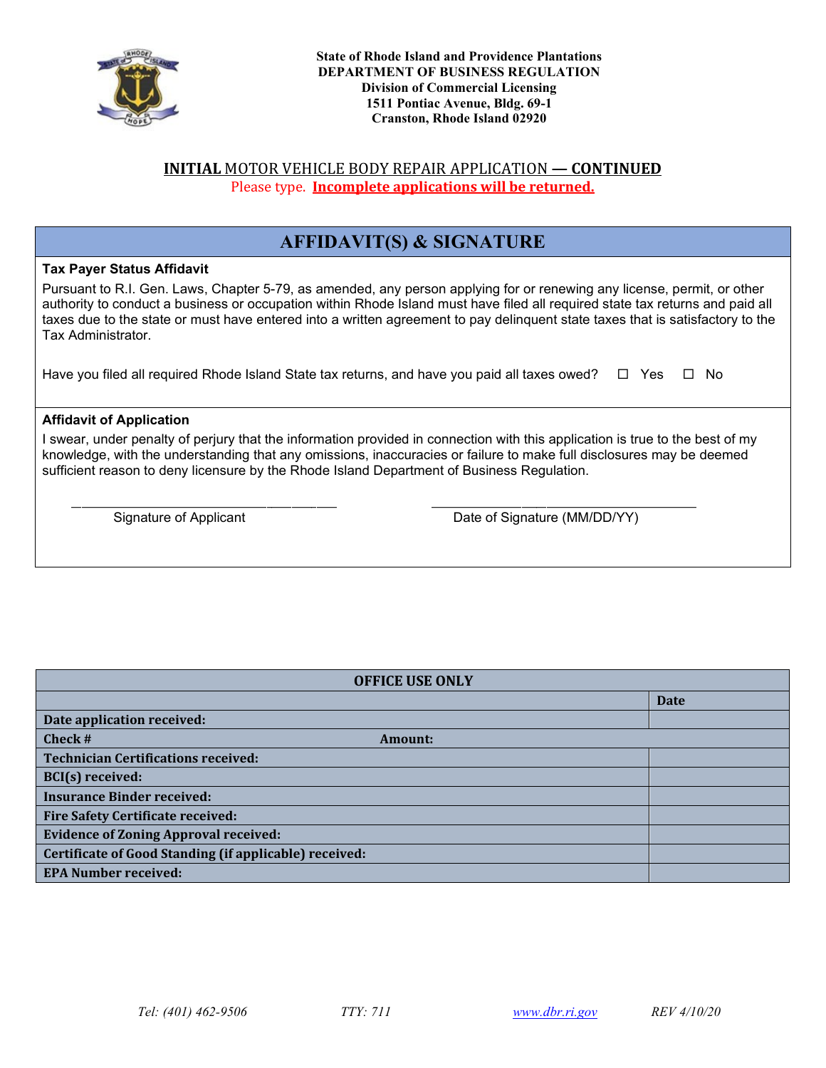State of Rhode Island and Providence Plantations
**DEPARTMENT OF BUSINESS REGULATION**
**Division of Commercial Licensing**
**1511 Pontiac Avenue, Bldg. 69-1**
**Cranston, Rhode Island 02920**

## INITIAL MOTOR VEHICLE BODY REPAIR APPLICATION — CONTINUED

Please type. **Incomplete applications will be returned.**

## AFFIDAVIT(S) & SIGNATURE

**Tax Payer Status Affidavit**

Pursuant to R.I. Gen. Laws, Chapter 5-79, as amended, any person applying for or renewing any license, permit, or other authority to conduct a business or occupation within Rhode Island must have filed all required state tax returns and paid all taxes due to the state or must have entered into a written agreement to pay delinquent state taxes that is satisfactory to the Tax Administrator.

Have you filed all required Rhode Island State tax returns, and have you paid all taxes owed? ☐ Yes ☐ No

**Affidavit of Application**

I swear, under penalty of perjury that the information provided in connection with this application is true to the best of my knowledge, with the understanding that any omissions, inaccuracies or failure to make full disclosures may be deemed sufficient reason to deny licensure by the Rhode Island Department of Business Regulation.

______________________________ Signature of Applicant

______________________________ Date of Signature (MM/DD/YY)

| OFFICE USE ONLY | |
|---|---|
| | **Date** |
| **Date application received:** | |
| **Check #** **Amount:** | |
| **Technician Certifications received:** | |
| **BCI(s) received:** | |
| **Insurance Binder received:** | |
| **Fire Safety Certificate received:** | |
| **Evidence of Zoning Approval received:** | |
| **Certificate of Good Standing (if applicable) received:** | |
| **EPA Number received:** | |

*Tel: (401) 462-9506* *TTY: 711* *www.dbr.ri.gov* *REV 4/10/20*